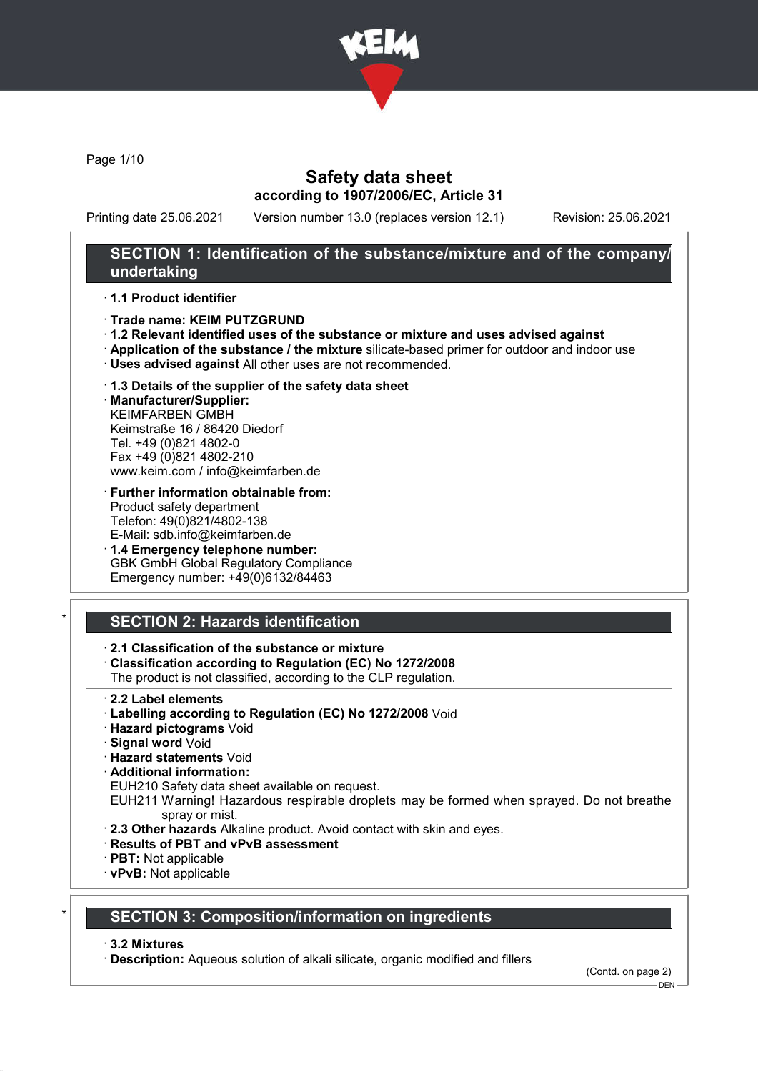# Safety data sheet

**according to 1907/2006/EC, Article 31**

Printing date 25.06.2021 Version number 13.0 (replaces version 12.1) Revision: 25.06.2021

## SECTION 1: Identification of the substance/mixture and of the company/undertaking

· **1.1 Product identifier**

· **Trade name: KEIM PUTZGRUND**

· **1.2 Relevant identified uses of the substance or mixture and uses advised against**

· **Application of the substance / the mixture** silicate-based primer for outdoor and indoor use

· **Uses advised against** All other uses are not recommended.

· **1.3 Details of the supplier of the safety data sheet**

· **Manufacturer/Supplier:**
KEIMFARBEN GMBH
Keimstraße 16 / 86420 Diedorf
Tel. +49 (0)821 4802-0
Fax +49 (0)821 4802-210
www.keim.com / info@keimfarben.de

· **Further information obtainable from:**
Product safety department
Telefon: 49(0)821/4802-138
E-Mail: sdb.info@keimfarben.de

· **1.4 Emergency telephone number:**
GBK GmbH Global Regulatory Compliance
Emergency number: +49(0)6132/84463

## * SECTION 2: Hazards identification

· **2.1 Classification of the substance or mixture**

· **Classification according to Regulation (EC) No 1272/2008**
The product is not classified, according to the CLP regulation.

· **2.2 Label elements**

· **Labelling according to Regulation (EC) No 1272/2008** Void

· **Hazard pictograms** Void

· **Signal word** Void

· **Hazard statements** Void

· **Additional information:**
EUH210 Safety data sheet available on request.
EUH211 Warning! Hazardous respirable droplets may be formed when sprayed. Do not breathe spray or mist.

· **2.3 Other hazards** Alkaline product. Avoid contact with skin and eyes.

· **Results of PBT and vPvB assessment**

· **PBT:** Not applicable

· **vPvB:** Not applicable

## * SECTION 3: Composition/information on ingredients

· **3.2 Mixtures**

· **Description:** Aqueous solution of alkali silicate, organic modified and fillers

(Contd. on page 2)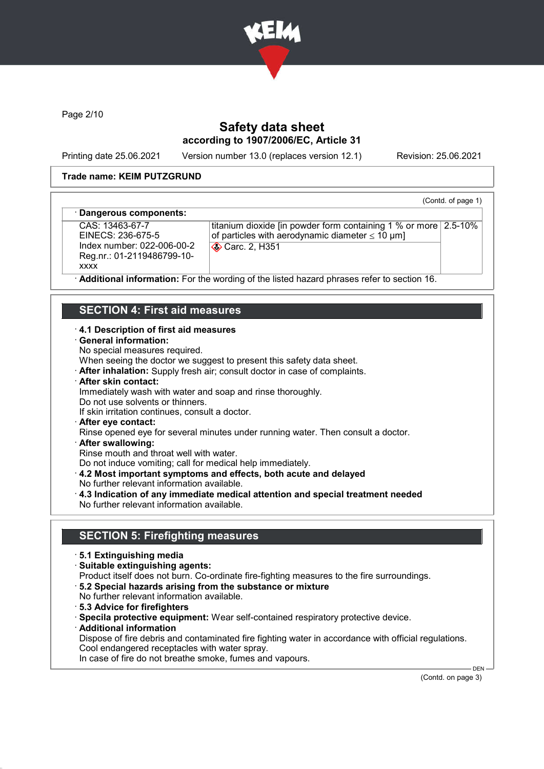**Trade name: KEIM PUTZGRUND**

(Contd. of page 1)

· **Dangerous components:**

| | | |
|---|---|---|
| CAS: 13463-67-7<br>EINECS: 236-675-5<br>Index number: 022-006-00-2<br>Reg.nr.: 01-2119486799-10-xxxx | titanium dioxide [in powder form containing 1 % or more of particles with aerodynamic diameter ≤ 10 μm]<br>Carc. 2, H351 | 2.5-10% |

· **Additional information:** For the wording of the listed hazard phrases refer to section 16.

## SECTION 4: First aid measures

· **4.1 Description of first aid measures**

· **General information:**
No special measures required.
When seeing the doctor we suggest to present this safety data sheet.

· **After inhalation:** Supply fresh air; consult doctor in case of complaints.

· **After skin contact:**
Immediately wash with water and soap and rinse thoroughly.
Do not use solvents or thinners.
If skin irritation continues, consult a doctor.

· **After eye contact:**
Rinse opened eye for several minutes under running water. Then consult a doctor.

· **After swallowing:**
Rinse mouth and throat well with water.
Do not induce vomiting; call for medical help immediately.

· **4.2 Most important symptoms and effects, both acute and delayed**
No further relevant information available.

· **4.3 Indication of any immediate medical attention and special treatment needed**
No further relevant information available.

## SECTION 5: Firefighting measures

· **5.1 Extinguishing media**

· **Suitable extinguishing agents:**
Product itself does not burn. Co-ordinate fire-fighting measures to the fire surroundings.

· **5.2 Special hazards arising from the substance or mixture**
No further relevant information available.

· **5.3 Advice for firefighters**

· **Specila protective equipment:** Wear self-contained respiratory protective device.

· **Additional information**
Dispose of fire debris and contaminated fire fighting water in accordance with official regulations.
Cool endangered receptacles with water spray.
In case of fire do not breathe smoke, fumes and vapours.

(Contd. on page 3)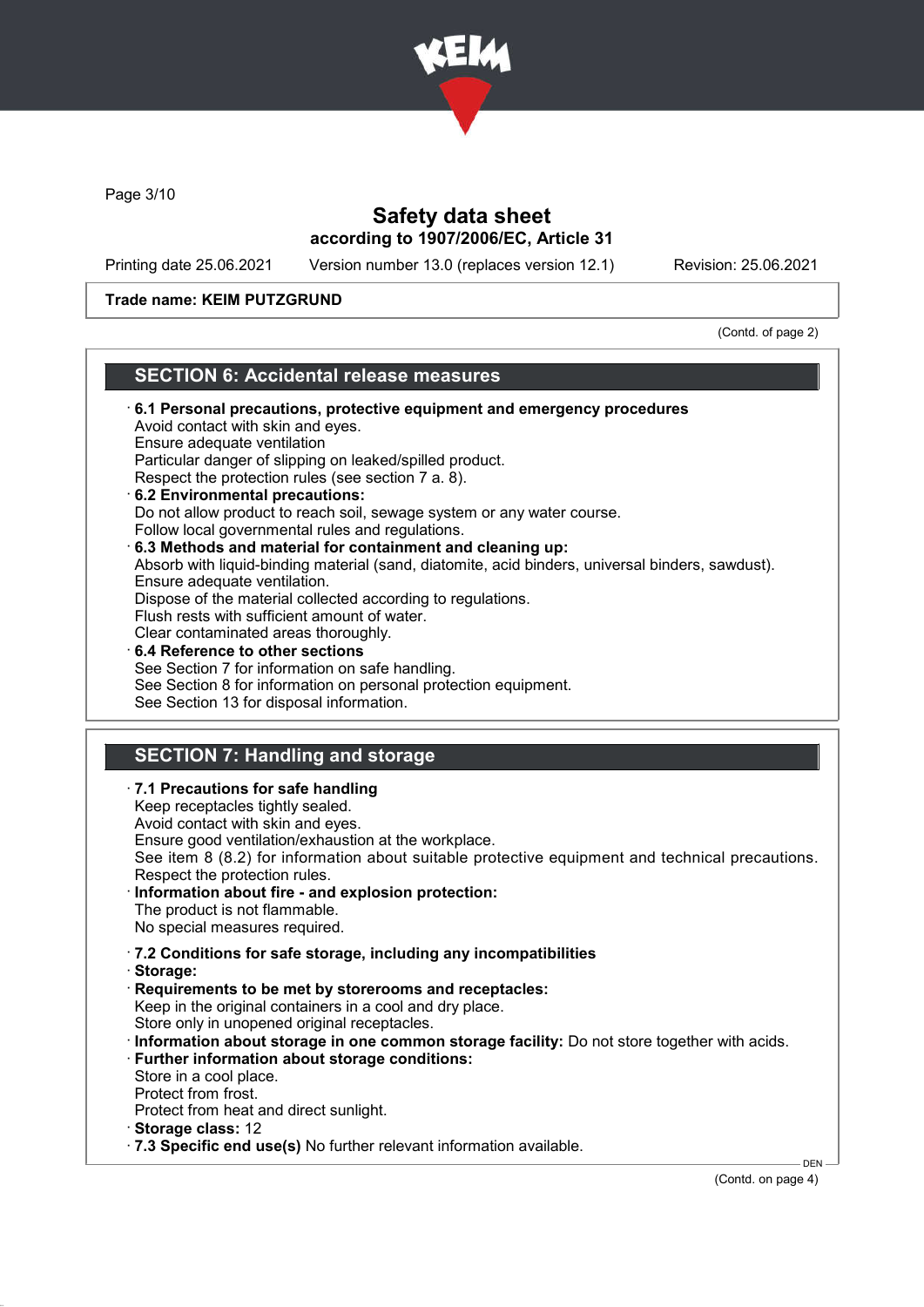**Safety data sheet**
**according to 1907/2006/EC, Article 31**

Printing date 25.06.2021 Version number 13.0 (replaces version 12.1) Revision: 25.06.2021

**Trade name: KEIM PUTZGRUND**

(Contd. of page 2)

## SECTION 6: Accidental release measures

· **6.1 Personal precautions, protective equipment and emergency procedures**
Avoid contact with skin and eyes.
Ensure adequate ventilation
Particular danger of slipping on leaked/spilled product.
Respect the protection rules (see section 7 a. 8).

· **6.2 Environmental precautions:**
Do not allow product to reach soil, sewage system or any water course.
Follow local governmental rules and regulations.

· **6.3 Methods and material for containment and cleaning up:**
Absorb with liquid-binding material (sand, diatomite, acid binders, universal binders, sawdust).
Ensure adequate ventilation.
Dispose of the material collected according to regulations.
Flush rests with sufficient amount of water.
Clear contaminated areas thoroughly.

· **6.4 Reference to other sections**
See Section 7 for information on safe handling.
See Section 8 for information on personal protection equipment.
See Section 13 for disposal information.

## SECTION 7: Handling and storage

· **7.1 Precautions for safe handling**
Keep receptacles tightly sealed.
Avoid contact with skin and eyes.
Ensure good ventilation/exhaustion at the workplace.
See item 8 (8.2) for information about suitable protective equipment and technical precautions.
Respect the protection rules.

· **Information about fire - and explosion protection:**
The product is not flammable.
No special measures required.

· **7.2 Conditions for safe storage, including any incompatibilities**
· **Storage:**
· **Requirements to be met by storerooms and receptacles:**
Keep in the original containers in a cool and dry place.
Store only in unopened original receptacles.
· **Information about storage in one common storage facility:** Do not store together with acids.
· **Further information about storage conditions:**
Store in a cool place.
Protect from frost.
Protect from heat and direct sunlight.
· **Storage class:** 12
· **7.3 Specific end use(s)** No further relevant information available.

(Contd. on page 4)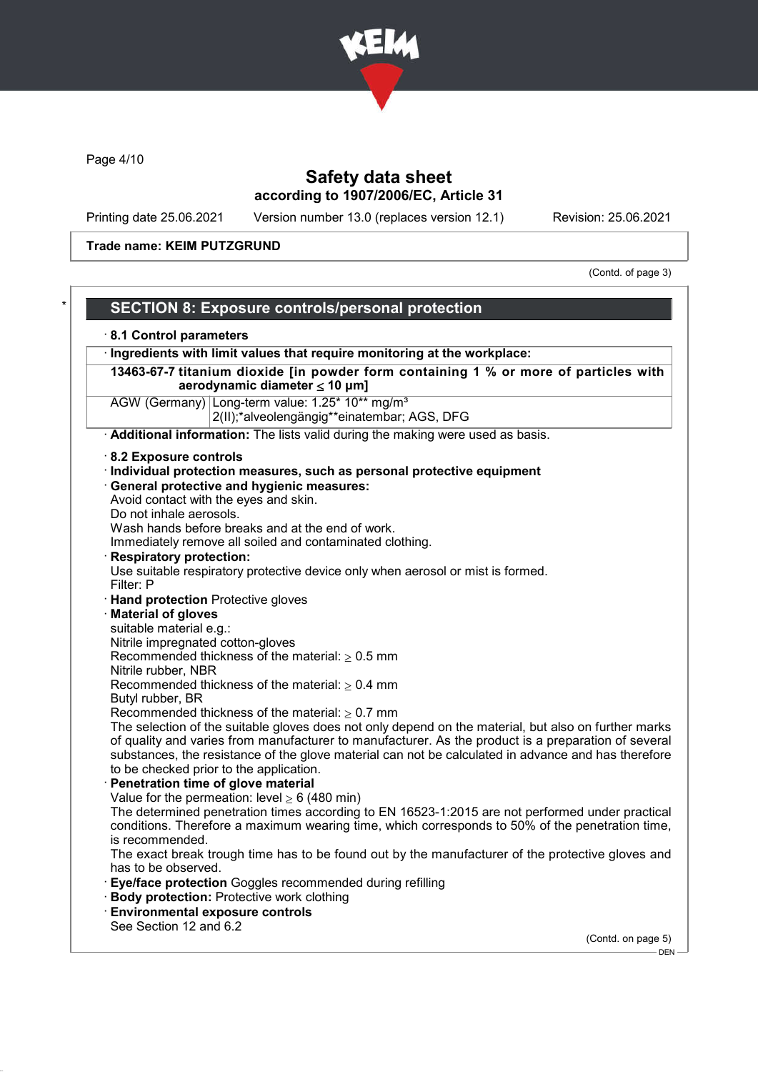Trade name: KEIM PUTZGRUND

(Contd. of page 3)

## SECTION 8: Exposure controls/personal protection

· **8.1 Control parameters**

| · Ingredients with limit values that require monitoring at the workplace: | |
|---|---|
| **13463-67-7 titanium dioxide [in powder form containing 1 % or more of particles with aerodynamic diameter ≤ 10 μm]** | |
| AGW (Germany) | Long-term value: 1.25* 10** mg/m³<br>2(II);*alveolengängig**einatembar; AGS, DFG |

· **Additional information:** The lists valid during the making were used as basis.

· **8.2 Exposure controls**

· **Individual protection measures, such as personal protective equipment**

· **General protective and hygienic measures:**
Avoid contact with the eyes and skin.
Do not inhale aerosols.
Wash hands before breaks and at the end of work.
Immediately remove all soiled and contaminated clothing.

· **Respiratory protection:**
Use suitable respiratory protective device only when aerosol or mist is formed.
Filter: P

· **Hand protection** Protective gloves

· **Material of gloves**
suitable material e.g.:
Nitrile impregnated cotton-gloves
Recommended thickness of the material: ≥ 0.5 mm
Nitrile rubber, NBR
Recommended thickness of the material: ≥ 0.4 mm
Butyl rubber, BR
Recommended thickness of the material: ≥ 0.7 mm
The selection of the suitable gloves does not only depend on the material, but also on further marks of quality and varies from manufacturer to manufacturer. As the product is a preparation of several substances, the resistance of the glove material can not be calculated in advance and has therefore to be checked prior to the application.

· **Penetration time of glove material**
Value for the permeation: level ≥ 6 (480 min)
The determined penetration times according to EN 16523-1:2015 are not performed under practical conditions. Therefore a maximum wearing time, which corresponds to 50% of the penetration time, is recommended.
The exact break trough time has to be found out by the manufacturer of the protective gloves and has to be observed.

· **Eye/face protection** Goggles recommended during refilling

· **Body protection:** Protective work clothing

· **Environmental exposure controls**
See Section 12 and 6.2

(Contd. on page 5)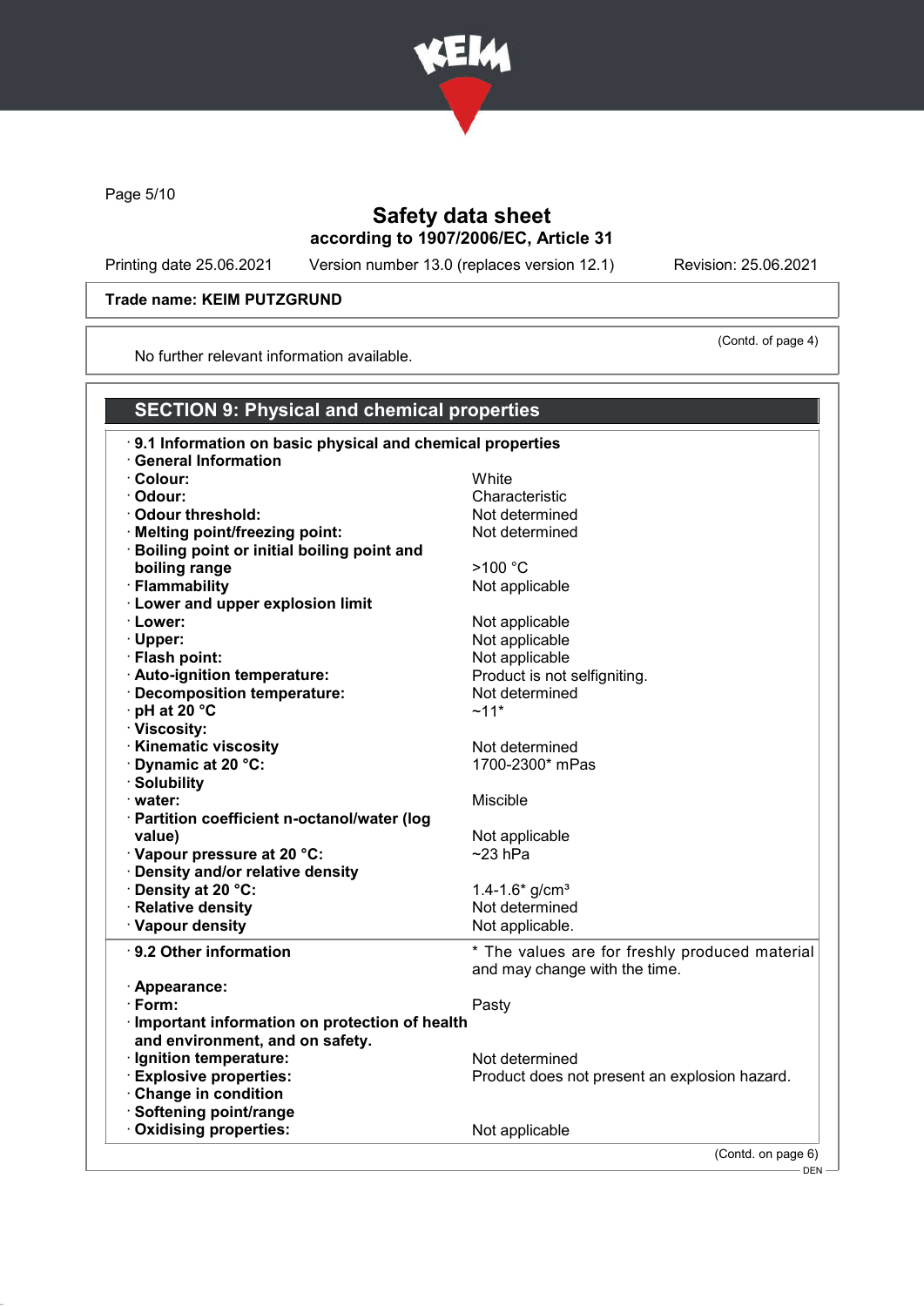Trade name: KEIM PUTZGRUND

(Contd. of page 4)

No further relevant information available.

## SECTION 9: Physical and chemical properties

| | |
|---|---|
| **9.1 Information on basic physical and chemical properties** | |
| **General Information** | |
| **Colour:** | White |
| **Odour:** | Characteristic |
| **Odour threshold:** | Not determined |
| **Melting point/freezing point:** | Not determined |
| **Boiling point or initial boiling point and boiling range** | >100 °C |
| **Flammability** | Not applicable |
| **Lower and upper explosion limit** | |
| **Lower:** | Not applicable |
| **Upper:** | Not applicable |
| **Flash point:** | Not applicable |
| **Auto-ignition temperature:** | Product is not selfigniting. |
| **Decomposition temperature:** | Not determined |
| **pH at 20 °C** | ~11* |
| **Viscosity:** | |
| **Kinematic viscosity** | Not determined |
| **Dynamic at 20 °C:** | 1700-2300* mPas |
| **Solubility** | |
| **water:** | Miscible |
| **Partition coefficient n-octanol/water (log value)** | Not applicable |
| **Vapour pressure at 20 °C:** | ~23 hPa |
| **Density and/or relative density** | |
| **Density at 20 °C:** | 1.4-1.6* g/cm³ |
| **Relative density** | Not determined |
| **Vapour density** | Not applicable. |

| | |
|---|---|
| **9.2 Other information** | * The values are for freshly produced material and may change with the time. |
| **Appearance:** | |
| **Form:** | Pasty |
| **Important information on protection of health and environment, and on safety.** | |
| **Ignition temperature:** | Not determined |
| **Explosive properties:** | Product does not present an explosion hazard. |
| **Change in condition** | |
| **Softening point/range** | |
| **Oxidising properties:** | Not applicable |

(Contd. on page 6)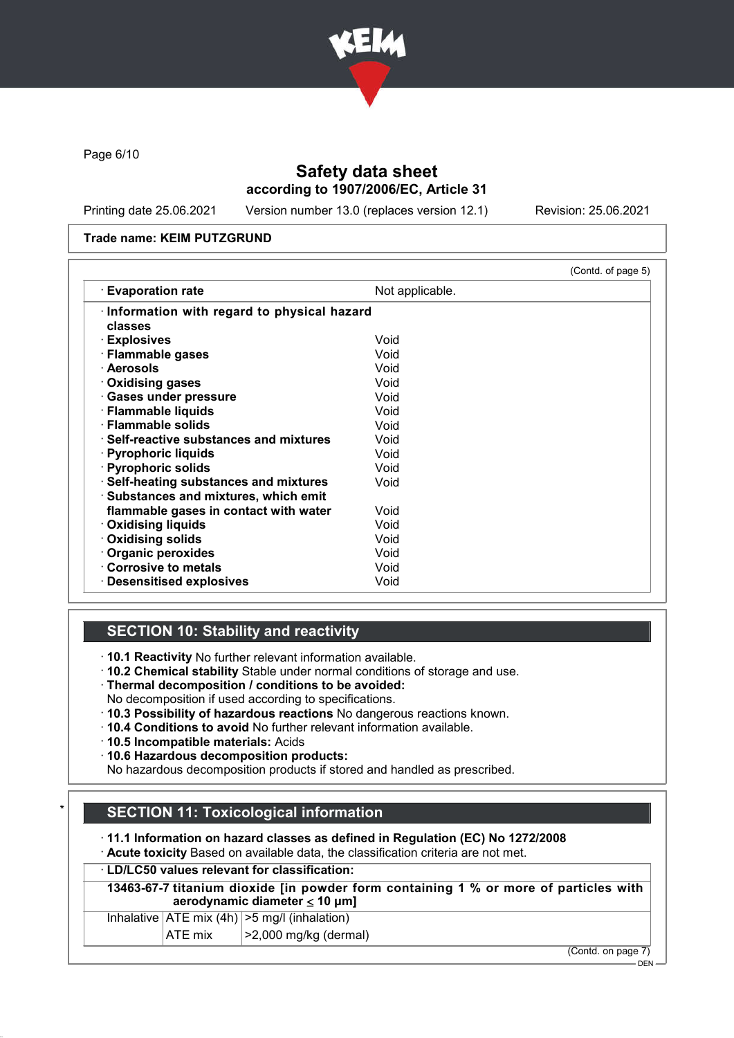Page 6/10

# Safety data sheet
## according to 1907/2006/EC, Article 31

Printing date 25.06.2021 Version number 13.0 (replaces version 12.1) Revision: 25.06.2021

**Trade name: KEIM PUTZGRUND**

(Contd. of page 5)

| | |
|---|---|
| · **Evaporation rate** | Not applicable. |
| · **Information with regard to physical hazard classes** | |
| · **Explosives** | Void |
| · **Flammable gases** | Void |
| · **Aerosols** | Void |
| · **Oxidising gases** | Void |
| · **Gases under pressure** | Void |
| · **Flammable liquids** | Void |
| · **Flammable solids** | Void |
| · **Self-reactive substances and mixtures** | Void |
| · **Pyrophoric liquids** | Void |
| · **Pyrophoric solids** | Void |
| · **Self-heating substances and mixtures** | Void |
| · **Substances and mixtures, which emit flammable gases in contact with water** | Void |
| · **Oxidising liquids** | Void |
| · **Oxidising solids** | Void |
| · **Organic peroxides** | Void |
| · **Corrosive to metals** | Void |
| · **Desensitised explosives** | Void |

## SECTION 10: Stability and reactivity

· **10.1 Reactivity** No further relevant information available.
· **10.2 Chemical stability** Stable under normal conditions of storage and use.
· **Thermal decomposition / conditions to be avoided:**
No decomposition if used according to specifications.
· **10.3 Possibility of hazardous reactions** No dangerous reactions known.
· **10.4 Conditions to avoid** No further relevant information available.
· **10.5 Incompatible materials:** Acids
· **10.6 Hazardous decomposition products:**
No hazardous decomposition products if stored and handled as prescribed.

## SECTION 11: Toxicological information

· **11.1 Information on hazard classes as defined in Regulation (EC) No 1272/2008**
· **Acute toxicity** Based on available data, the classification criteria are not met.

| · **LD/LC50 values relevant for classification:** | | |
|---|---|---|
| **13463-67-7 titanium dioxide [in powder form containing 1 % or more of particles with aerodynamic diameter ≤ 10 µm]** | | |
| Inhalative | ATE mix (4h) | >5 mg/l (inhalation) |
| | ATE mix | >2,000 mg/kg (dermal) |

(Contd. on page 7)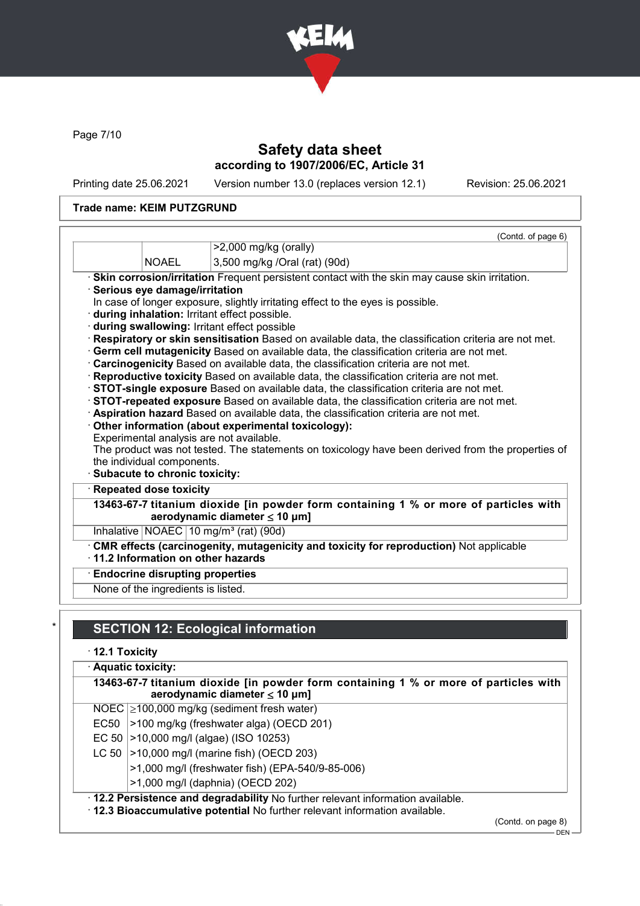Trade name: KEIM PUTZGRUND

(Contd. of page 6)

| | | |
|---|---|---|
| | | >2,000 mg/kg (orally) |
| | NOAEL | 3,500 mg/kg /Oral (rat) (90d) |

· **Skin corrosion/irritation** Frequent persistent contact with the skin may cause skin irritation.
· **Serious eye damage/irritation**
In case of longer exposure, slightly irritating effect to the eyes is possible.
· **during inhalation:** Irritant effect possible.
· **during swallowing:** Irritant effect possible
· **Respiratory or skin sensitisation** Based on available data, the classification criteria are not met.
· **Germ cell mutagenicity** Based on available data, the classification criteria are not met.
· **Carcinogenicity** Based on available data, the classification criteria are not met.
· **Reproductive toxicity** Based on available data, the classification criteria are not met.
· **STOT-single exposure** Based on available data, the classification criteria are not met.
· **STOT-repeated exposure** Based on available data, the classification criteria are not met.
· **Aspiration hazard** Based on available data, the classification criteria are not met.
· **Other information (about experimental toxicology):**
Experimental analysis are not available.
The product was not tested. The statements on toxicology have been derived from the properties of the individual components.
· **Subacute to chronic toxicity:**

· **Repeated dose toxicity**

**13463-67-7 titanium dioxide [in powder form containing 1 % or more of particles with aerodynamic diameter ≤ 10 μm]**

| | | |
|---|---|---|
| Inhalative | NOAEC | 10 mg/m³ (rat) (90d) |

· **CMR effects (carcinogenity, mutagenicity and toxicity for reproduction)** Not applicable
· **11.2 Information on other hazards**

· **Endocrine disrupting properties**

None of the ingredients is listed.

## SECTION 12: Ecological information

· **12.1 Toxicity**

· **Aquatic toxicity:**

**13463-67-7 titanium dioxide [in powder form containing 1 % or more of particles with aerodynamic diameter ≤ 10 μm]**

| | |
|---|---|
| NOEC | ≥100,000 mg/kg (sediment fresh water) |
| EC50 | >100 mg/kg (freshwater alga) (OECD 201) |
| EC 50 | >10,000 mg/l (algae) (ISO 10253) |
| LC 50 | >10,000 mg/l (marine fish) (OECD 203) |
| | >1,000 mg/l (freshwater fish) (EPA-540/9-85-006) |
| | >1,000 mg/l (daphnia) (OECD 202) |

· **12.2 Persistence and degradability** No further relevant information available.
· **12.3 Bioaccumulative potential** No further relevant information available.

(Contd. on page 8)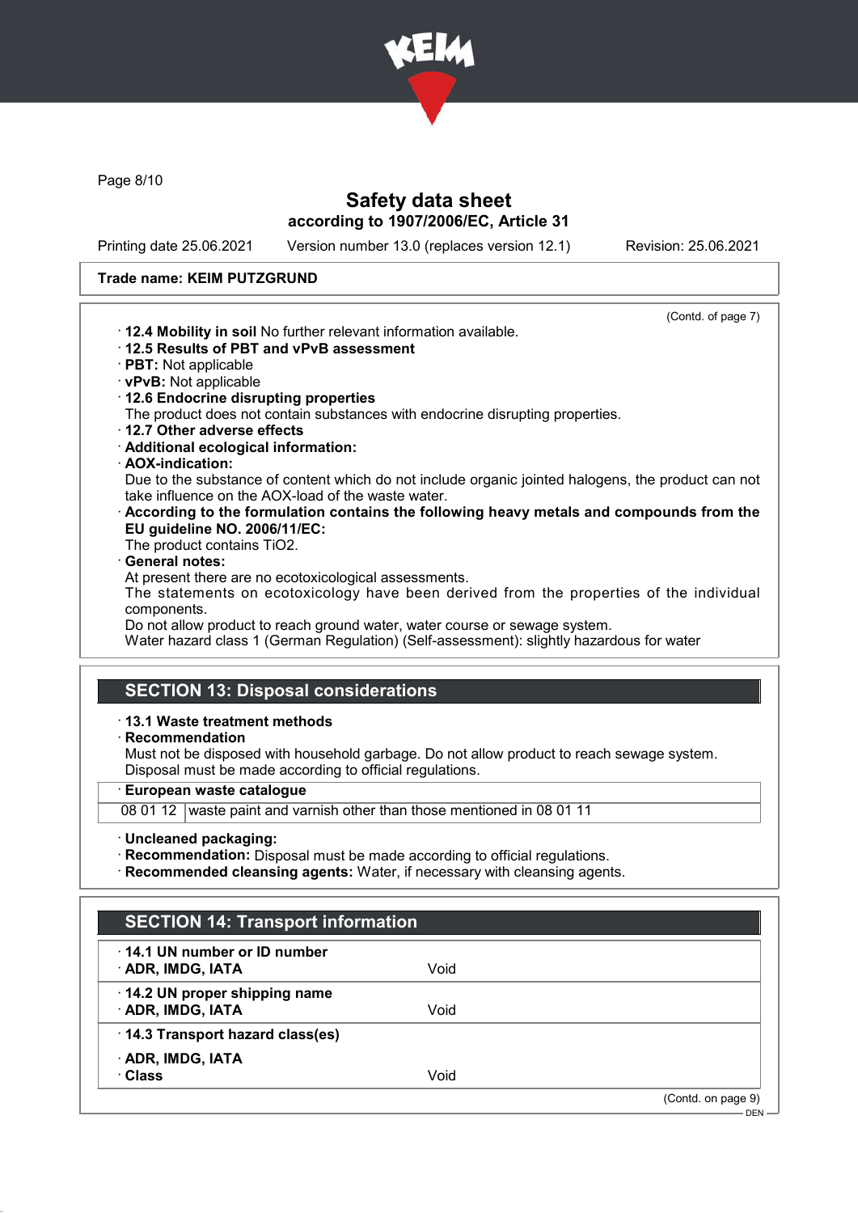# Safety data sheet
**according to 1907/2006/EC, Article 31**

Printing date 25.06.2021 Version number 13.0 (replaces version 12.1) Revision: 25.06.2021

**Trade name: KEIM PUTZGRUND**

(Contd. of page 7)

- **12.4 Mobility in soil** No further relevant information available.
- **12.5 Results of PBT and vPvB assessment**
- **PBT:** Not applicable
- **vPvB:** Not applicable
- **12.6 Endocrine disrupting properties**
  The product does not contain substances with endocrine disrupting properties.
- **12.7 Other adverse effects**
- **Additional ecological information:**
- **AOX-indication:**
  Due to the substance of content which do not include organic jointed halogens, the product can not take influence on the AOX-load of the waste water.
- **According to the formulation contains the following heavy metals and compounds from the EU guideline NO. 2006/11/EC:**
  The product contains $TiO_2$.
- **General notes:**
  At present there are no ecotoxicological assessments.
  The statements on ecotoxicology have been derived from the properties of the individual components.
  Do not allow product to reach ground water, water course or sewage system.
  Water hazard class 1 (German Regulation) (Self-assessment): slightly hazardous for water

## SECTION 13: Disposal considerations

- **13.1 Waste treatment methods**
- **Recommendation**
  Must not be disposed with household garbage. Do not allow product to reach sewage system.
  Disposal must be made according to official regulations.

| European waste catalogue | |
|---|---|
| 08 01 12 | waste paint and varnish other than those mentioned in 08 01 11 |

- **Uncleaned packaging:**
- **Recommendation:** Disposal must be made according to official regulations.
- **Recommended cleansing agents:** Water, if necessary with cleansing agents.

## SECTION 14: Transport information

| | |
|---|---|
| **14.1 UN number or ID number** | |
| **ADR, IMDG, IATA** | Void |
| **14.2 UN proper shipping name** | |
| **ADR, IMDG, IATA** | Void |
| **14.3 Transport hazard class(es)** | |
| **ADR, IMDG, IATA** | |
| **Class** | Void |

(Contd. on page 9)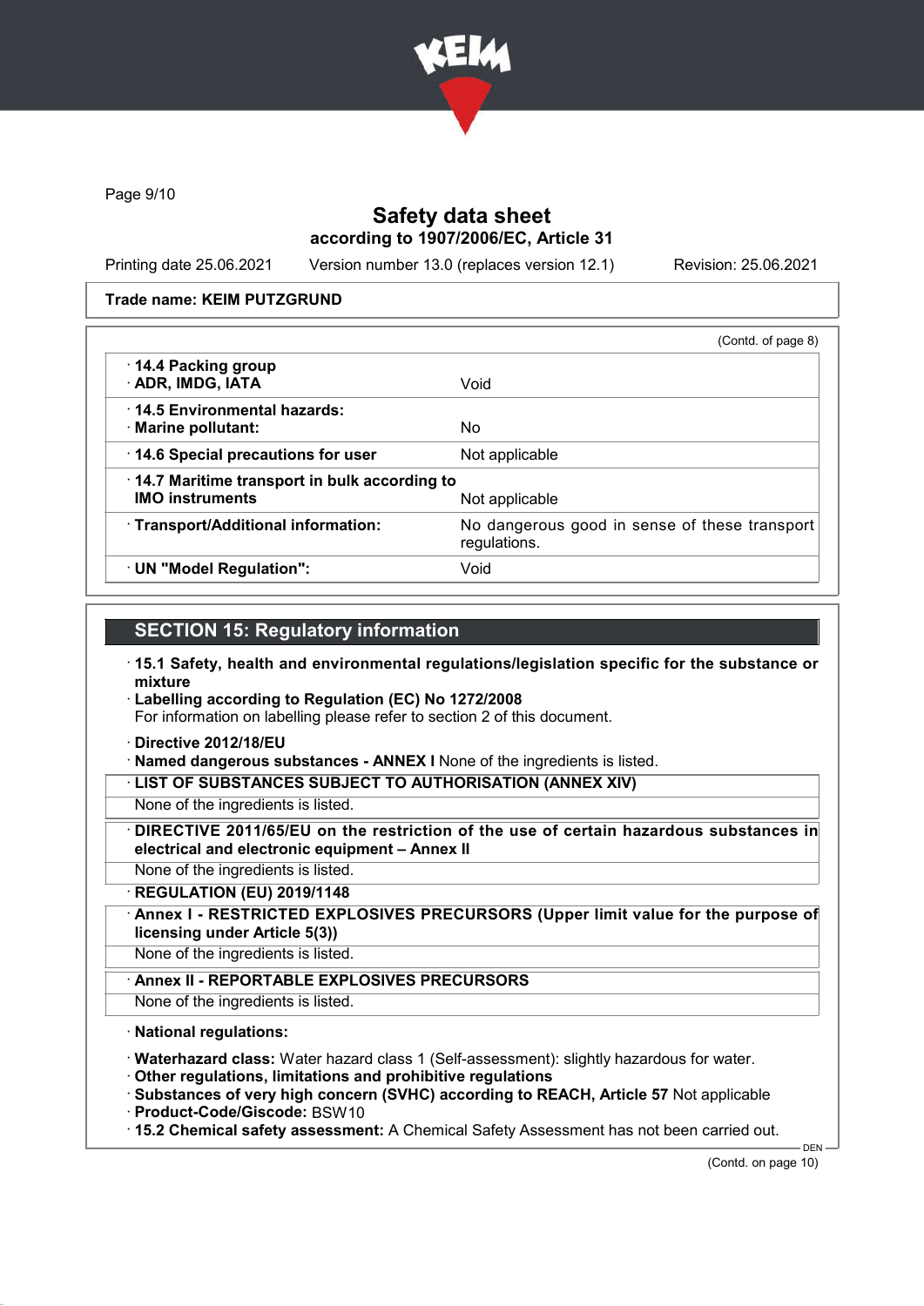## Safety data sheet
### according to 1907/2006/EC, Article 31

Printing date 25.06.2021 Version number 13.0 (replaces version 12.1) Revision: 25.06.2021

**Trade name: KEIM PUTZGRUND**

(Contd. of page 8)

| | |
|---|---|
| · **14.4 Packing group**<br>· **ADR, IMDG, IATA** | Void |
| · **14.5 Environmental hazards:**<br>· **Marine pollutant:** | No |
| · **14.6 Special precautions for user** | Not applicable |
| · **14.7 Maritime transport in bulk according to IMO instruments** | Not applicable |
| · **Transport/Additional information:** | No dangerous good in sense of these transport regulations. |
| · **UN "Model Regulation":** | Void |

## SECTION 15: Regulatory information

· **15.1 Safety, health and environmental regulations/legislation specific for the substance or mixture**

· **Labelling according to Regulation (EC) No 1272/2008**
For information on labelling please refer to section 2 of this document.

· **Directive 2012/18/EU**
· **Named dangerous substances - ANNEX I** None of the ingredients is listed.

· **LIST OF SUBSTANCES SUBJECT TO AUTHORISATION (ANNEX XIV)**
None of the ingredients is listed.

· **DIRECTIVE 2011/65/EU on the restriction of the use of certain hazardous substances in electrical and electronic equipment – Annex II**
None of the ingredients is listed.

· **REGULATION (EU) 2019/1148**

· **Annex I - RESTRICTED EXPLOSIVES PRECURSORS (Upper limit value for the purpose of licensing under Article 5(3))**
None of the ingredients is listed.

· **Annex II - REPORTABLE EXPLOSIVES PRECURSORS**
None of the ingredients is listed.

· **National regulations:**

· **Waterhazard class:** Water hazard class 1 (Self-assessment): slightly hazardous for water.
· **Other regulations, limitations and prohibitive regulations**
· **Substances of very high concern (SVHC) according to REACH, Article 57** Not applicable
· **Product-Code/Giscode:** BSW10
· **15.2 Chemical safety assessment:** A Chemical Safety Assessment has not been carried out.

(Contd. on page 10)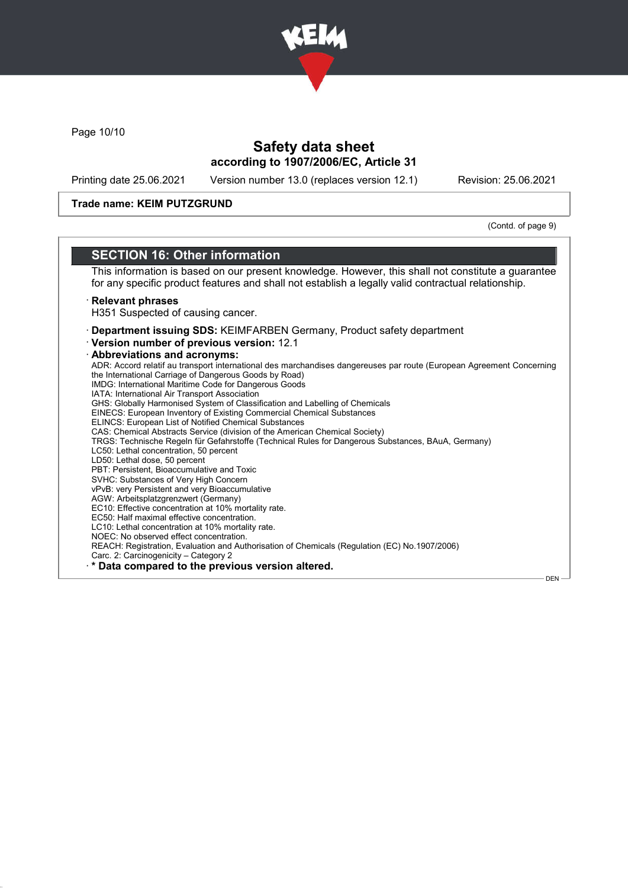# Safety data sheet
## according to 1907/2006/EC, Article 31

Printing date 25.06.2021 Version number 13.0 (replaces version 12.1) Revision: 25.06.2021

**Trade name: KEIM PUTZGRUND**

(Contd. of page 9)

## SECTION 16: Other information

This information is based on our present knowledge. However, this shall not constitute a guarantee for any specific product features and shall not establish a legally valid contractual relationship.

· **Relevant phrases**
H351 Suspected of causing cancer.

· **Department issuing SDS:** KEIMFARBEN Germany, Product safety department
· **Version number of previous version:** 12.1
· **Abbreviations and acronyms:**
ADR: Accord relatif au transport international des marchandises dangereuses par route (European Agreement Concerning the International Carriage of Dangerous Goods by Road)
IMDG: International Maritime Code for Dangerous Goods
IATA: International Air Transport Association
GHS: Globally Harmonised System of Classification and Labelling of Chemicals
EINECS: European Inventory of Existing Commercial Chemical Substances
ELINCS: European List of Notified Chemical Substances
CAS: Chemical Abstracts Service (division of the American Chemical Society)
TRGS: Technische Regeln für Gefahrstoffe (Technical Rules for Dangerous Substances, BAuA, Germany)
LC50: Lethal concentration, 50 percent
LD50: Lethal dose, 50 percent
PBT: Persistent, Bioaccumulative and Toxic
SVHC: Substances of Very High Concern
vPvB: very Persistent and very Bioaccumulative
AGW: Arbeitsplatzgrenzwert (Germany)
EC10: Effective concentration at 10% mortality rate.
EC50: Half maximal effective concentration.
LC10: Lethal concentration at 10% mortality rate.
NOEC: No observed effect concentration.
REACH: Registration, Evaluation and Authorisation of Chemicals (Regulation (EC) No.1907/2006)
Carc. 2: Carcinogenicity – Category 2

· **\* Data compared to the previous version altered.**